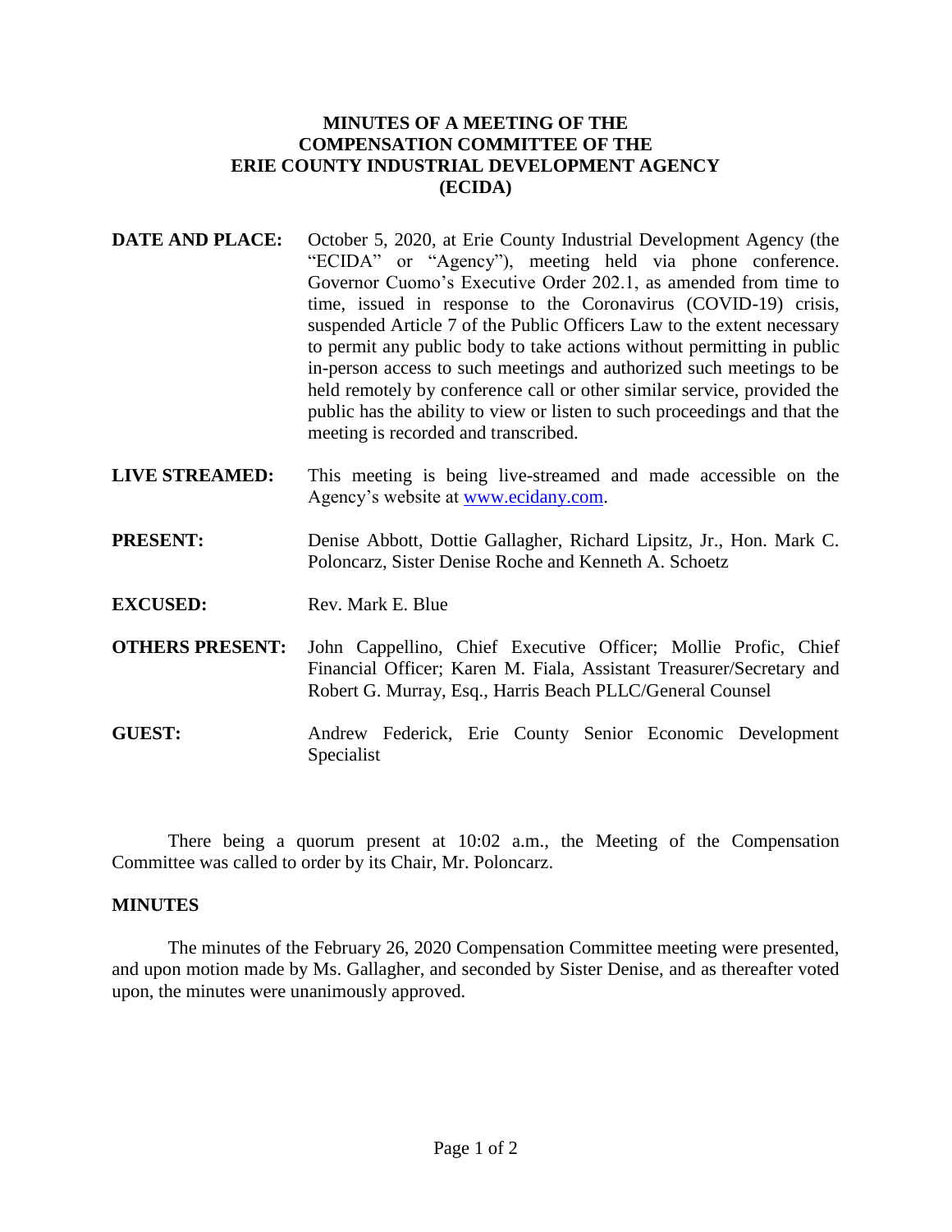# MINUTES OF A MEETING OF THE COMPENSATION COMMITTEE OF THE ERIE COUNTY INDUSTRIAL DEVELOPMENT AGENCY (ECIDA)

**DATE AND PLACE:** October 5, 2020, at Erie County Industrial Development Agency (the "ECIDA" or "Agency"), meeting held via phone conference. Governor Cuomo's Executive Order 202.1, as amended from time to time, issued in response to the Coronavirus (COVID-19) crisis, suspended Article 7 of the Public Officers Law to the extent necessary to permit any public body to take actions without permitting in public in-person access to such meetings and authorized such meetings to be held remotely by conference call or other similar service, provided the public has the ability to view or listen to such proceedings and that the meeting is recorded and transcribed.

**LIVE STREAMED:** This meeting is being live-streamed and made accessible on the Agency's website at www.ecidany.com.

**PRESENT:** Denise Abbott, Dottie Gallagher, Richard Lipsitz, Jr., Hon. Mark C. Poloncarz, Sister Denise Roche and Kenneth A. Schoetz

**EXCUSED:** Rev. Mark E. Blue

**OTHERS PRESENT:** John Cappellino, Chief Executive Officer; Mollie Profic, Chief Financial Officer; Karen M. Fiala, Assistant Treasurer/Secretary and Robert G. Murray, Esq., Harris Beach PLLC/General Counsel

**GUEST:** Andrew Federick, Erie County Senior Economic Development Specialist

There being a quorum present at 10:02 a.m., the Meeting of the Compensation Committee was called to order by its Chair, Mr. Poloncarz.

## MINUTES

The minutes of the February 26, 2020 Compensation Committee meeting were presented, and upon motion made by Ms. Gallagher, and seconded by Sister Denise, and as thereafter voted upon, the minutes were unanimously approved.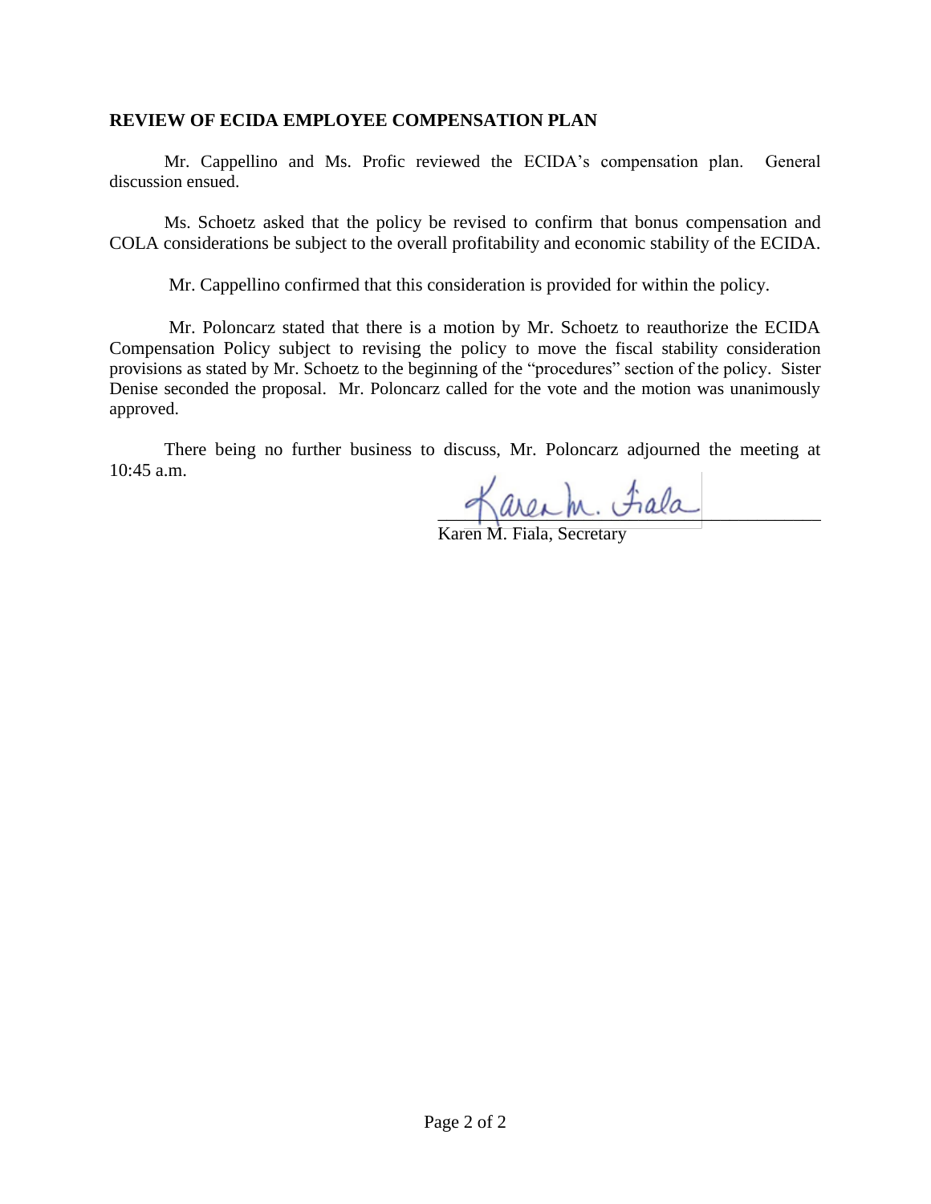**REVIEW OF ECIDA EMPLOYEE COMPENSATION PLAN**

Mr. Cappellino and Ms. Profic reviewed the ECIDA's compensation plan. General discussion ensued.

Ms. Schoetz asked that the policy be revised to confirm that bonus compensation and COLA considerations be subject to the overall profitability and economic stability of the ECIDA.

Mr. Cappellino confirmed that this consideration is provided for within the policy.

Mr. Poloncarz stated that there is a motion by Mr. Schoetz to reauthorize the ECIDA Compensation Policy subject to revising the policy to move the fiscal stability consideration provisions as stated by Mr. Schoetz to the beginning of the "procedures" section of the policy. Sister Denise seconded the proposal. Mr. Poloncarz called for the vote and the motion was unanimously approved.

There being no further business to discuss, Mr. Poloncarz adjourned the meeting at 10:45 a.m.

Karen M. Fiala

Karen M. Fiala, Secretary